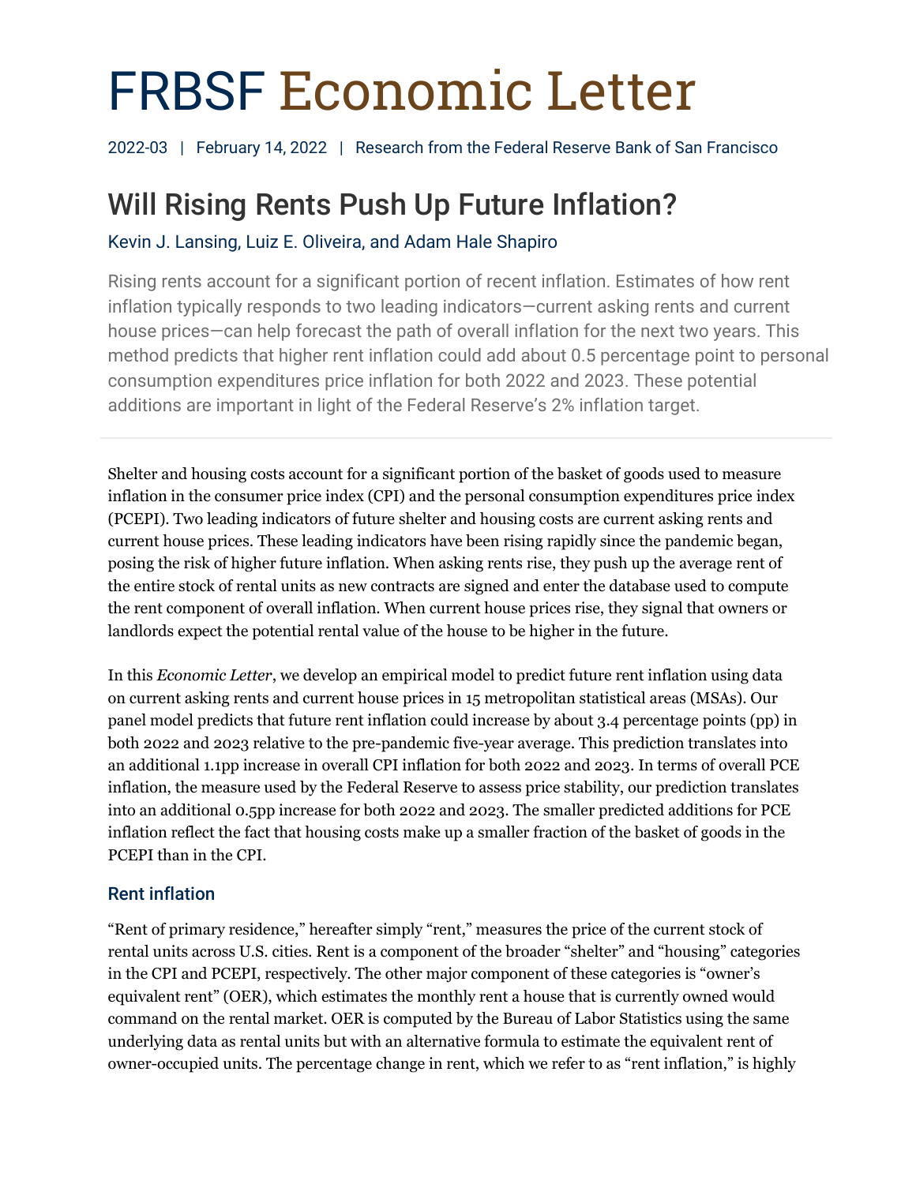# FRBSF Economic Letter

2022-03 | February 14, 2022 | Research from the Federal Reserve Bank of San Francisco

## Will Rising Rents Push Up Future Inflation?

Kevin J. Lansing, Luiz E. Oliveira, and Adam Hale Shapiro

Rising rents account for a significant portion of recent inflation. Estimates of how rent inflation typically responds to two leading indicators—current asking rents and current house prices—can help forecast the path of overall inflation for the next two years. This method predicts that higher rent inflation could add about 0.5 percentage point to personal consumption expenditures price inflation for both 2022 and 2023. These potential additions are important in light of the Federal Reserve's 2% inflation target.

---

Shelter and housing costs account for a significant portion of the basket of goods used to measure inflation in the consumer price index (CPI) and the personal consumption expenditures price index (PCEPI). Two leading indicators of future shelter and housing costs are current asking rents and current house prices. These leading indicators have been rising rapidly since the pandemic began, posing the risk of higher future inflation. When asking rents rise, they push up the average rent of the entire stock of rental units as new contracts are signed and enter the database used to compute the rent component of overall inflation. When current house prices rise, they signal that owners or landlords expect the potential rental value of the house to be higher in the future.

In this *Economic Letter*, we develop an empirical model to predict future rent inflation using data on current asking rents and current house prices in 15 metropolitan statistical areas (MSAs). Our panel model predicts that future rent inflation could increase by about 3.4 percentage points (pp) in both 2022 and 2023 relative to the pre-pandemic five-year average. This prediction translates into an additional 1.1pp increase in overall CPI inflation for both 2022 and 2023. In terms of overall PCE inflation, the measure used by the Federal Reserve to assess price stability, our prediction translates into an additional 0.5pp increase for both 2022 and 2023. The smaller predicted additions for PCE inflation reflect the fact that housing costs make up a smaller fraction of the basket of goods in the PCEPI than in the CPI.

### Rent inflation

"Rent of primary residence," hereafter simply "rent," measures the price of the current stock of rental units across U.S. cities. Rent is a component of the broader "shelter" and "housing" categories in the CPI and PCEPI, respectively. The other major component of these categories is "owner's equivalent rent" (OER), which estimates the monthly rent a house that is currently owned would command on the rental market. OER is computed by the Bureau of Labor Statistics using the same underlying data as rental units but with an alternative formula to estimate the equivalent rent of owner-occupied units. The percentage change in rent, which we refer to as "rent inflation," is highly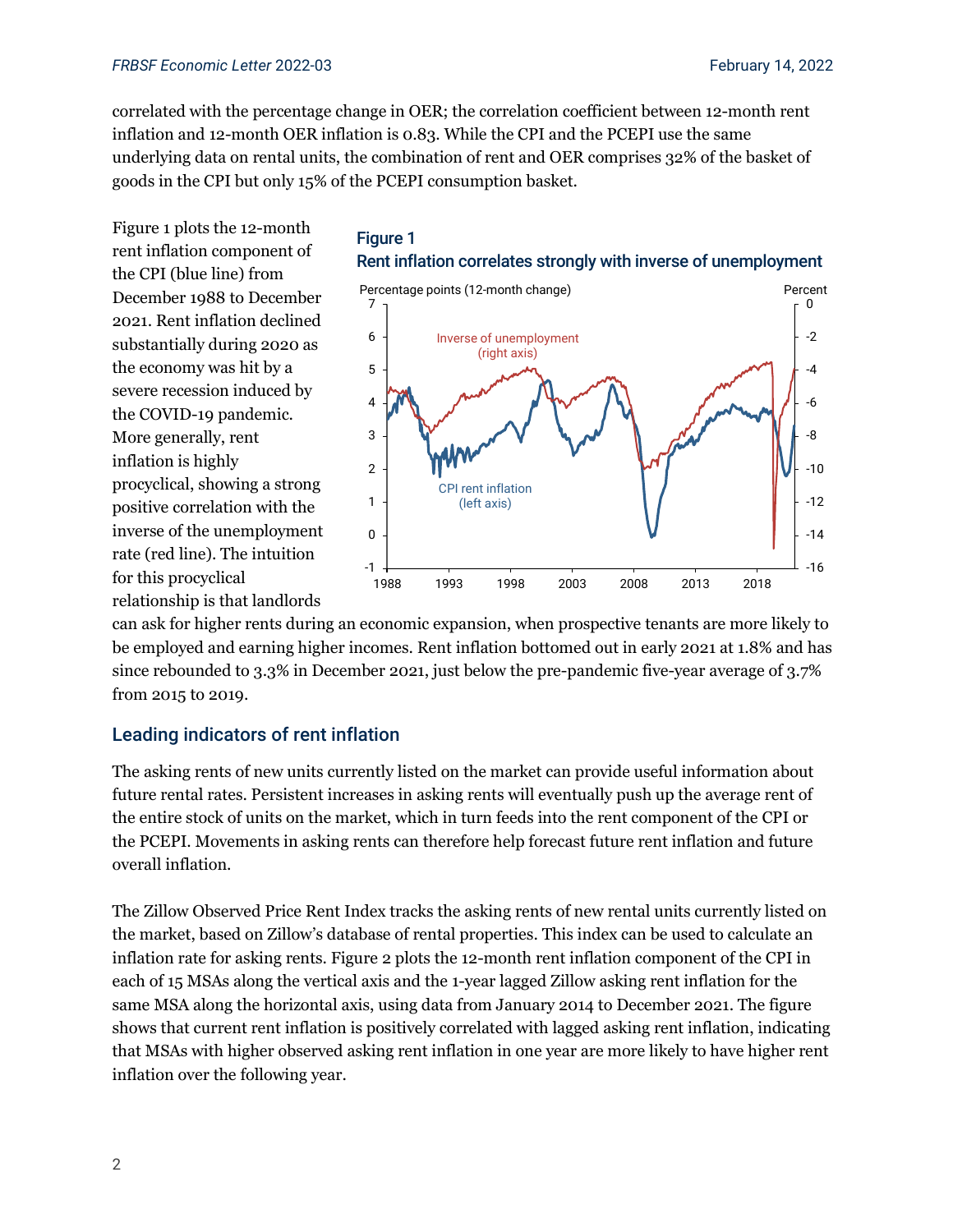correlated with the percentage change in OER; the correlation coefficient between 12-month rent inflation and 12-month OER inflation is 0.83. While the CPI and the PCEPI use the same underlying data on rental units, the combination of rent and OER comprises 32% of the basket of goods in the CPI but only 15% of the PCEPI consumption basket.

Figure 1 plots the 12-month rent inflation component of the CPI (blue line) from December 1988 to December 2021. Rent inflation declined substantially during 2020 as the economy was hit by a severe recession induced by the COVID-19 pandemic. More generally, rent inflation is highly procyclical, showing a strong positive correlation with the inverse of the unemployment rate (red line). The intuition for this procyclical relationship is that landlords can ask for higher rents during an economic expansion, when prospective tenants are more likely to be employed and earning higher incomes. Rent inflation bottomed out in early 2021 at 1.8% and has since rebounded to 3.3% in December 2021, just below the pre-pandemic five-year average of 3.7% from 2015 to 2019.

**Figure 1**
**Rent inflation correlates strongly with inverse of unemployment**

## Leading indicators of rent inflation

The asking rents of new units currently listed on the market can provide useful information about future rental rates. Persistent increases in asking rents will eventually push up the average rent of the entire stock of units on the market, which in turn feeds into the rent component of the CPI or the PCEPI. Movements in asking rents can therefore help forecast future rent inflation and future overall inflation.

The Zillow Observed Price Rent Index tracks the asking rents of new rental units currently listed on the market, based on Zillow's database of rental properties. This index can be used to calculate an inflation rate for asking rents. Figure 2 plots the 12-month rent inflation component of the CPI in each of 15 MSAs along the vertical axis and the 1-year lagged Zillow asking rent inflation for the same MSA along the horizontal axis, using data from January 2014 to December 2021. The figure shows that current rent inflation is positively correlated with lagged asking rent inflation, indicating that MSAs with higher observed asking rent inflation in one year are more likely to have higher rent inflation over the following year.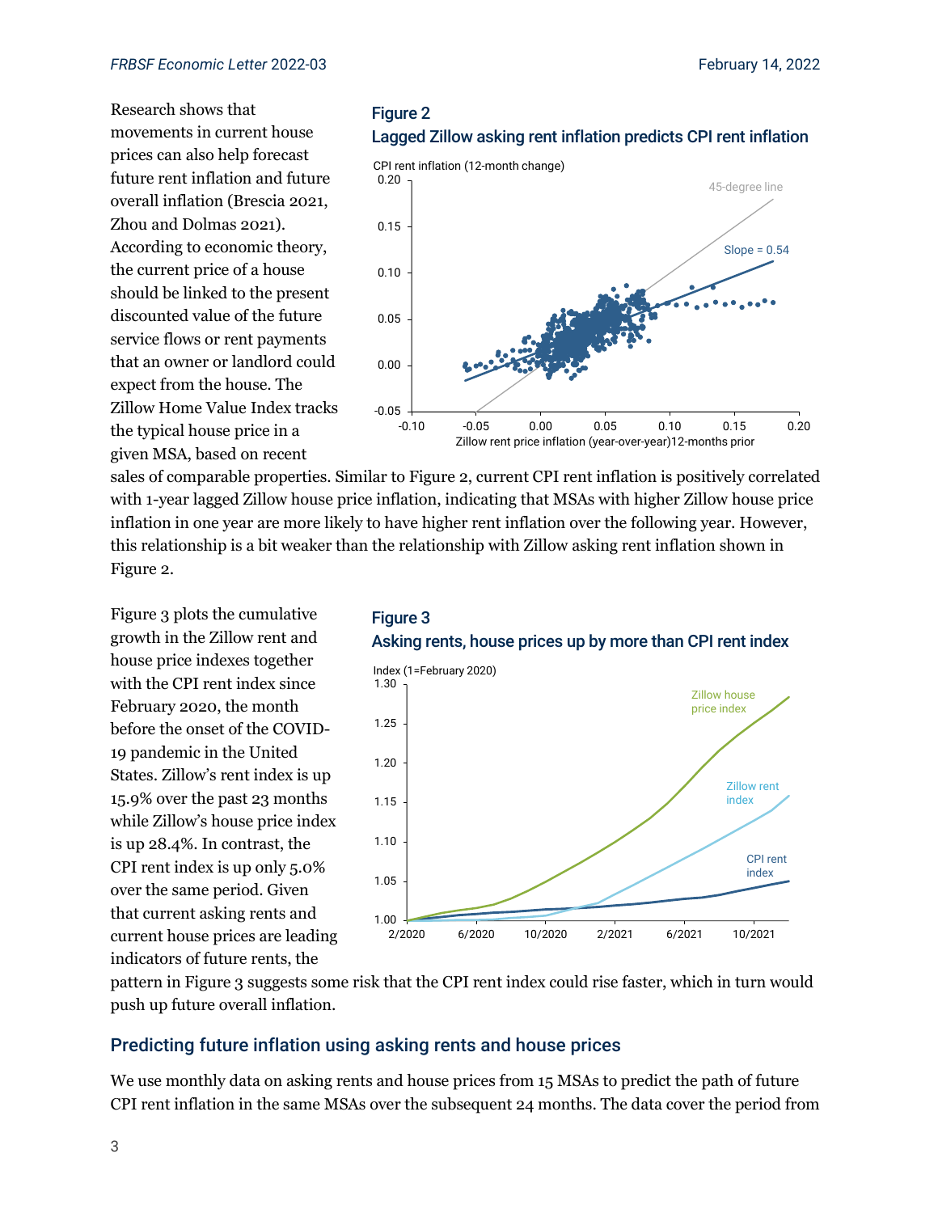Research shows that movements in current house prices can also help forecast future rent inflation and future overall inflation (Brescia 2021, Zhou and Dolmas 2021). According to economic theory, the current price of a house should be linked to the present discounted value of the future service flows or rent payments that an owner or landlord could expect from the house. The Zillow Home Value Index tracks the typical house price in a given MSA, based on recent sales of comparable properties. Similar to Figure 2, current CPI rent inflation is positively correlated with 1-year lagged Zillow house price inflation, indicating that MSAs with higher Zillow house price inflation in one year are more likely to have higher rent inflation over the following year. However, this relationship is a bit weaker than the relationship with Zillow asking rent inflation shown in Figure 2.

**Figure 2**
**Lagged Zillow asking rent inflation predicts CPI rent inflation**

Figure 3 plots the cumulative growth in the Zillow rent and house price indexes together with the CPI rent index since February 2020, the month before the onset of the COVID-19 pandemic in the United States. Zillow's rent index is up 15.9% over the past 23 months while Zillow's house price index is up 28.4%. In contrast, the CPI rent index is up only 5.0% over the same period. Given that current asking rents and current house prices are leading indicators of future rents, the pattern in Figure 3 suggests some risk that the CPI rent index could rise faster, which in turn would push up future overall inflation.

**Figure 3**
**Asking rents, house prices up by more than CPI rent index**

## Predicting future inflation using asking rents and house prices

We use monthly data on asking rents and house prices from 15 MSAs to predict the path of future CPI rent inflation in the same MSAs over the subsequent 24 months. The data cover the period from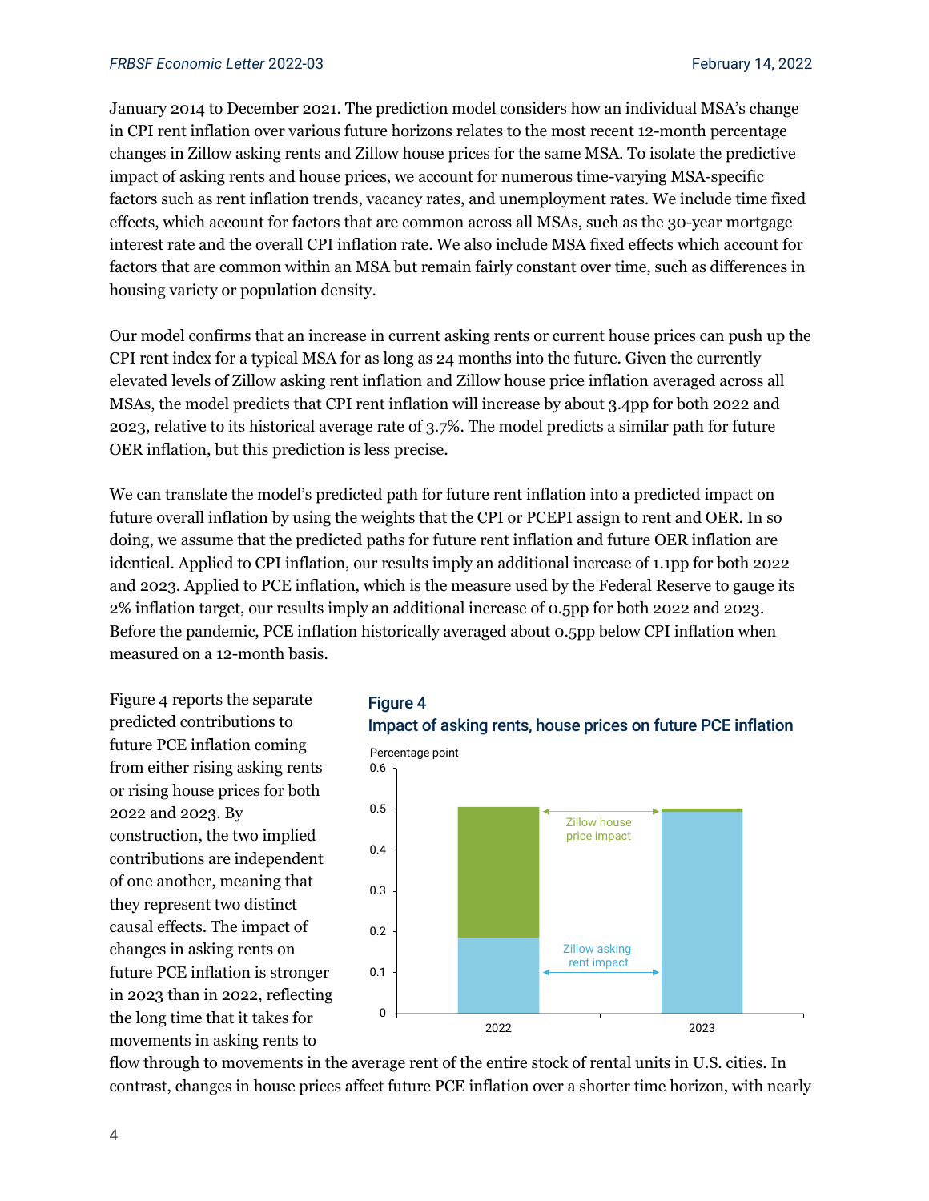January 2014 to December 2021. The prediction model considers how an individual MSA's change in CPI rent inflation over various future horizons relates to the most recent 12-month percentage changes in Zillow asking rents and Zillow house prices for the same MSA. To isolate the predictive impact of asking rents and house prices, we account for numerous time-varying MSA-specific factors such as rent inflation trends, vacancy rates, and unemployment rates. We include time fixed effects, which account for factors that are common across all MSAs, such as the 30-year mortgage interest rate and the overall CPI inflation rate. We also include MSA fixed effects which account for factors that are common within an MSA but remain fairly constant over time, such as differences in housing variety or population density.

Our model confirms that an increase in current asking rents or current house prices can push up the CPI rent index for a typical MSA for as long as 24 months into the future. Given the currently elevated levels of Zillow asking rent inflation and Zillow house price inflation averaged across all MSAs, the model predicts that CPI rent inflation will increase by about 3.4pp for both 2022 and 2023, relative to its historical average rate of 3.7%. The model predicts a similar path for future OER inflation, but this prediction is less precise.

We can translate the model's predicted path for future rent inflation into a predicted impact on future overall inflation by using the weights that the CPI or PCEPI assign to rent and OER. In so doing, we assume that the predicted paths for future rent inflation and future OER inflation are identical. Applied to CPI inflation, our results imply an additional increase of 1.1pp for both 2022 and 2023. Applied to PCE inflation, which is the measure used by the Federal Reserve to gauge its 2% inflation target, our results imply an additional increase of 0.5pp for both 2022 and 2023. Before the pandemic, PCE inflation historically averaged about 0.5pp below CPI inflation when measured on a 12-month basis.

**Figure 4**
**Impact of asking rents, house prices on future PCE inflation**

Figure 4 reports the separate predicted contributions to future PCE inflation coming from either rising asking rents or rising house prices for both 2022 and 2023. By construction, the two implied contributions are independent of one another, meaning that they represent two distinct causal effects. The impact of changes in asking rents on future PCE inflation is stronger in 2023 than in 2022, reflecting the long time that it takes for movements in asking rents to flow through to movements in the average rent of the entire stock of rental units in U.S. cities. In contrast, changes in house prices affect future PCE inflation over a shorter time horizon, with nearly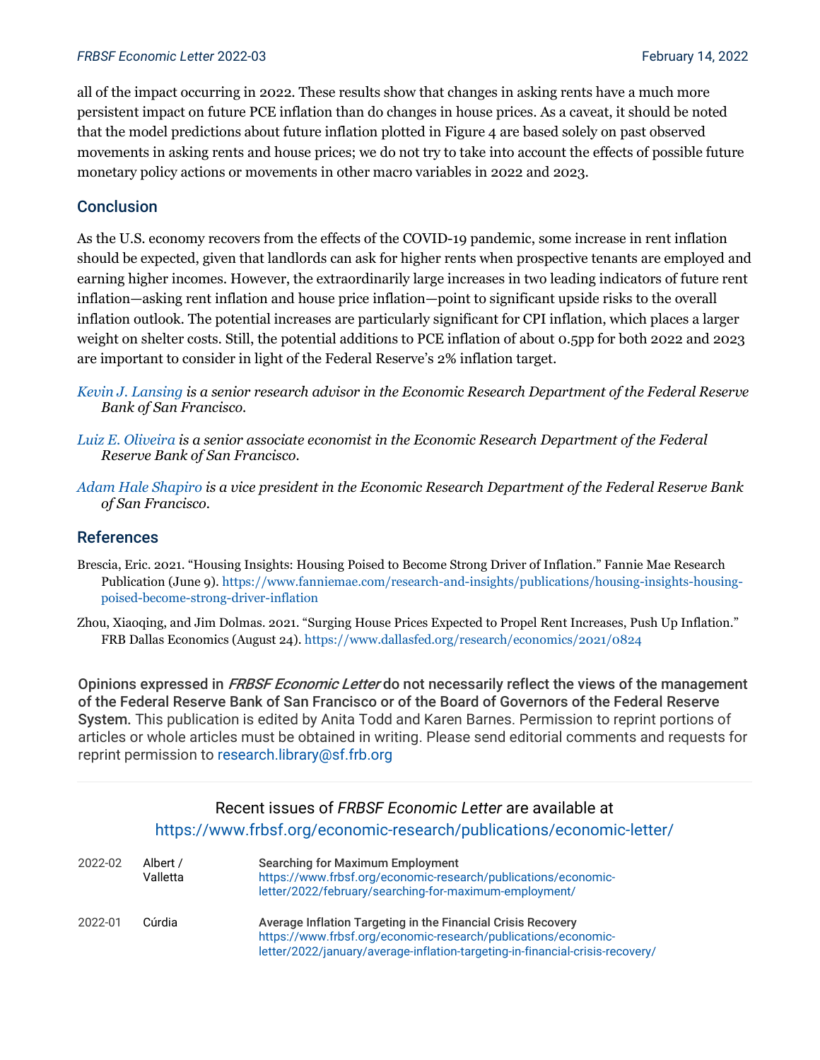all of the impact occurring in 2022. These results show that changes in asking rents have a much more persistent impact on future PCE inflation than do changes in house prices. As a caveat, it should be noted that the model predictions about future inflation plotted in Figure 4 are based solely on past observed movements in asking rents and house prices; we do not try to take into account the effects of possible future monetary policy actions or movements in other macro variables in 2022 and 2023.

## Conclusion

As the U.S. economy recovers from the effects of the COVID-19 pandemic, some increase in rent inflation should be expected, given that landlords can ask for higher rents when prospective tenants are employed and earning higher incomes. However, the extraordinarily large increases in two leading indicators of future rent inflation—asking rent inflation and house price inflation—point to significant upside risks to the overall inflation outlook. The potential increases are particularly significant for CPI inflation, which places a larger weight on shelter costs. Still, the potential additions to PCE inflation of about 0.5pp for both 2022 and 2023 are important to consider in light of the Federal Reserve's 2% inflation target.

*Kevin J. Lansing is a senior research advisor in the Economic Research Department of the Federal Reserve Bank of San Francisco.*

*Luiz E. Oliveira is a senior associate economist in the Economic Research Department of the Federal Reserve Bank of San Francisco.*

*Adam Hale Shapiro is a vice president in the Economic Research Department of the Federal Reserve Bank of San Francisco.*

## References

Brescia, Eric. 2021. "Housing Insights: Housing Poised to Become Strong Driver of Inflation." Fannie Mae Research Publication (June 9). https://www.fanniemae.com/research-and-insights/publications/housing-insights-housing-poised-become-strong-driver-inflation

Zhou, Xiaoqing, and Jim Dolmas. 2021. "Surging House Prices Expected to Propel Rent Increases, Push Up Inflation." FRB Dallas Economics (August 24). https://www.dallasfed.org/research/economics/2021/0824

**Opinions expressed in *FRBSF Economic Letter* do not necessarily reflect the views of the management of the Federal Reserve Bank of San Francisco or of the Board of Governors of the Federal Reserve System.** This publication is edited by Anita Todd and Karen Barnes. Permission to reprint portions of articles or whole articles must be obtained in writing. Please send editorial comments and requests for reprint permission to research.library@sf.frb.org

Recent issues of *FRBSF Economic Letter* are available at https://www.frbsf.org/economic-research/publications/economic-letter/

| | | |
|---|---|---|
| 2022-02 | Albert / Valletta | Searching for Maximum Employment https://www.frbsf.org/economic-research/publications/economic-letter/2022/february/searching-for-maximum-employment/ |
| 2022-01 | Cúrdia | Average Inflation Targeting in the Financial Crisis Recovery https://www.frbsf.org/economic-research/publications/economic-letter/2022/january/average-inflation-targeting-in-financial-crisis-recovery/ |